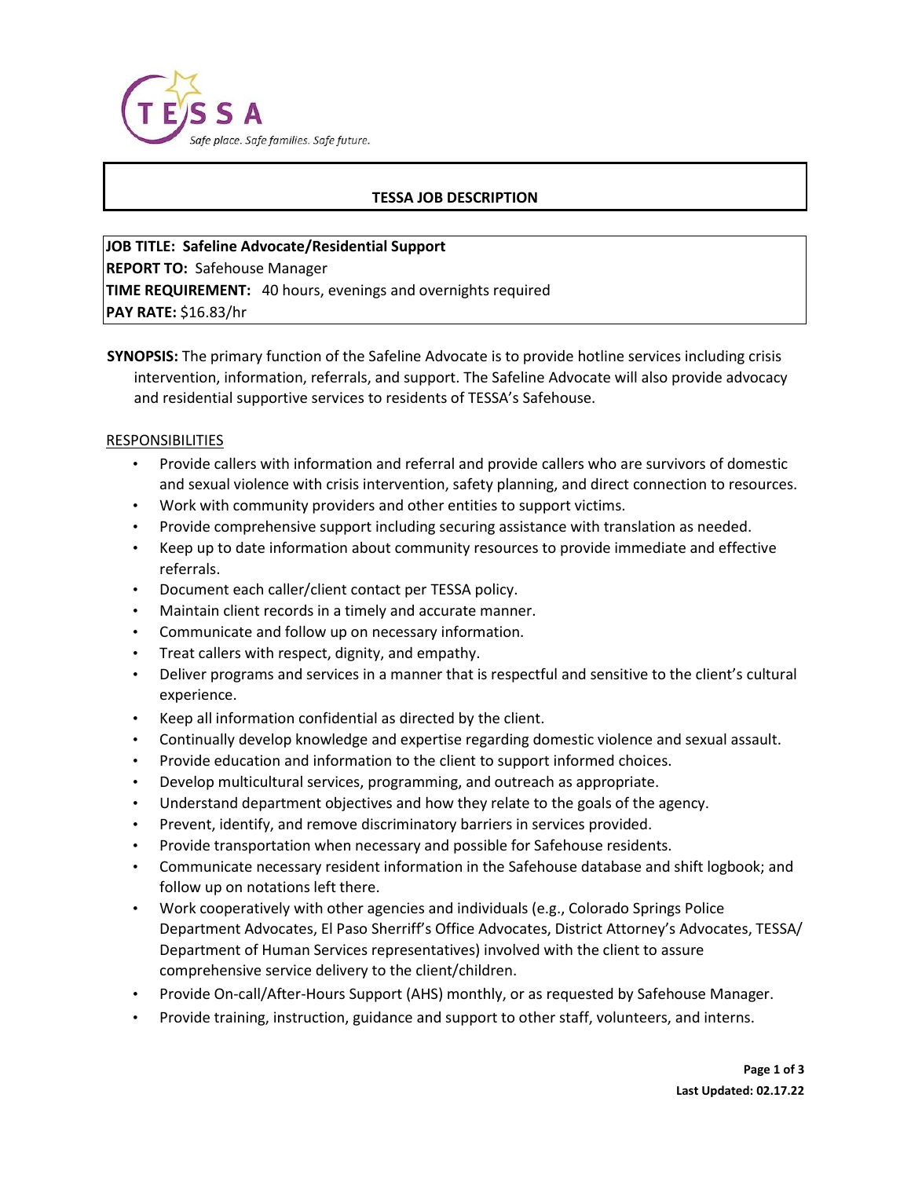TESSA

*Safe place. Safe families. Safe future.*

# TESSA JOB DESCRIPTION

**JOB TITLE: Safeline Advocate/Residential Support**
**REPORT TO:** Safehouse Manager
**TIME REQUIREMENT:** 40 hours, evenings and overnights required
**PAY RATE:** $16.83/hr

**SYNOPSIS:** The primary function of the Safeline Advocate is to provide hotline services including crisis intervention, information, referrals, and support. The Safeline Advocate will also provide advocacy and residential supportive services to residents of TESSA's Safehouse.

## RESPONSIBILITIES

- Provide callers with information and referral and provide callers who are survivors of domestic and sexual violence with crisis intervention, safety planning, and direct connection to resources.
- Work with community providers and other entities to support victims.
- Provide comprehensive support including securing assistance with translation as needed.
- Keep up to date information about community resources to provide immediate and effective referrals.
- Document each caller/client contact per TESSA policy.
- Maintain client records in a timely and accurate manner.
- Communicate and follow up on necessary information.
- Treat callers with respect, dignity, and empathy.
- Deliver programs and services in a manner that is respectful and sensitive to the client's cultural experience.
- Keep all information confidential as directed by the client.
- Continually develop knowledge and expertise regarding domestic violence and sexual assault.
- Provide education and information to the client to support informed choices.
- Develop multicultural services, programming, and outreach as appropriate.
- Understand department objectives and how they relate to the goals of the agency.
- Prevent, identify, and remove discriminatory barriers in services provided.
- Provide transportation when necessary and possible for Safehouse residents.
- Communicate necessary resident information in the Safehouse database and shift logbook; and follow up on notations left there.
- Work cooperatively with other agencies and individuals (e.g., Colorado Springs Police Department Advocates, El Paso Sherriff's Office Advocates, District Attorney's Advocates, TESSA/ Department of Human Services representatives) involved with the client to assure comprehensive service delivery to the client/children.
- Provide On-call/After-Hours Support (AHS) monthly, or as requested by Safehouse Manager.
- Provide training, instruction, guidance and support to other staff, volunteers, and interns.

**Last Updated: 02.17.22**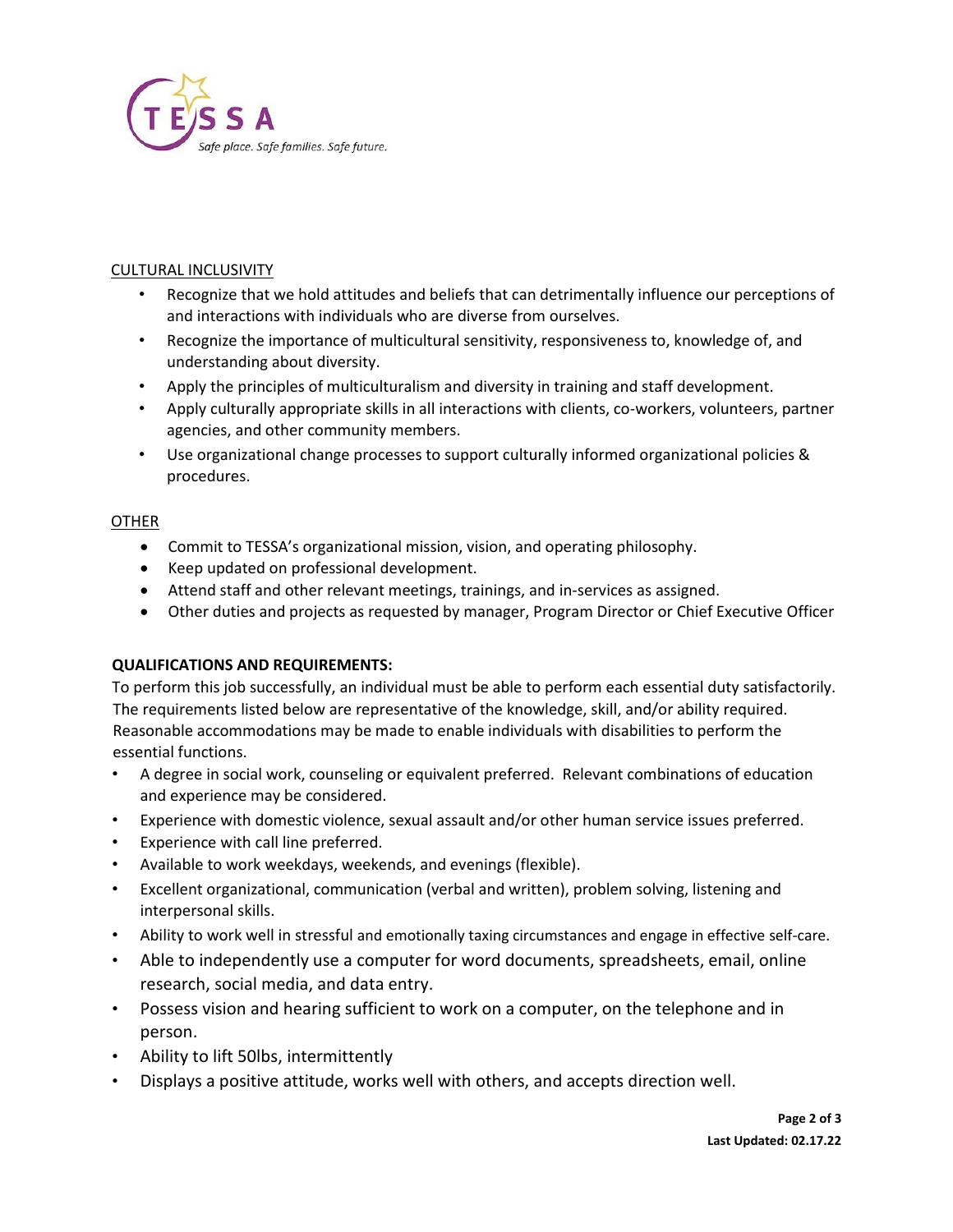CULTURAL INCLUSIVITY

- Recognize that we hold attitudes and beliefs that can detrimentally influence our perceptions of and interactions with individuals who are diverse from ourselves.
- Recognize the importance of multicultural sensitivity, responsiveness to, knowledge of, and understanding about diversity.
- Apply the principles of multiculturalism and diversity in training and staff development.
- Apply culturally appropriate skills in all interactions with clients, co-workers, volunteers, partner agencies, and other community members.
- Use organizational change processes to support culturally informed organizational policies & procedures.

OTHER

- Commit to TESSA's organizational mission, vision, and operating philosophy.
- Keep updated on professional development.
- Attend staff and other relevant meetings, trainings, and in-services as assigned.
- Other duties and projects as requested by manager, Program Director or Chief Executive Officer

**QUALIFICATIONS AND REQUIREMENTS:**

To perform this job successfully, an individual must be able to perform each essential duty satisfactorily. The requirements listed below are representative of the knowledge, skill, and/or ability required. Reasonable accommodations may be made to enable individuals with disabilities to perform the essential functions.

- A degree in social work, counseling or equivalent preferred. Relevant combinations of education and experience may be considered.
- Experience with domestic violence, sexual assault and/or other human service issues preferred.
- Experience with call line preferred.
- Available to work weekdays, weekends, and evenings (flexible).
- Excellent organizational, communication (verbal and written), problem solving, listening and interpersonal skills.
- Ability to work well in stressful and emotionally taxing circumstances and engage in effective self-care.
- Able to independently use a computer for word documents, spreadsheets, email, online research, social media, and data entry.
- Possess vision and hearing sufficient to work on a computer, on the telephone and in person.
- Ability to lift 50lbs, intermittently
- Displays a positive attitude, works well with others, and accepts direction well.

Last Updated: 02.17.22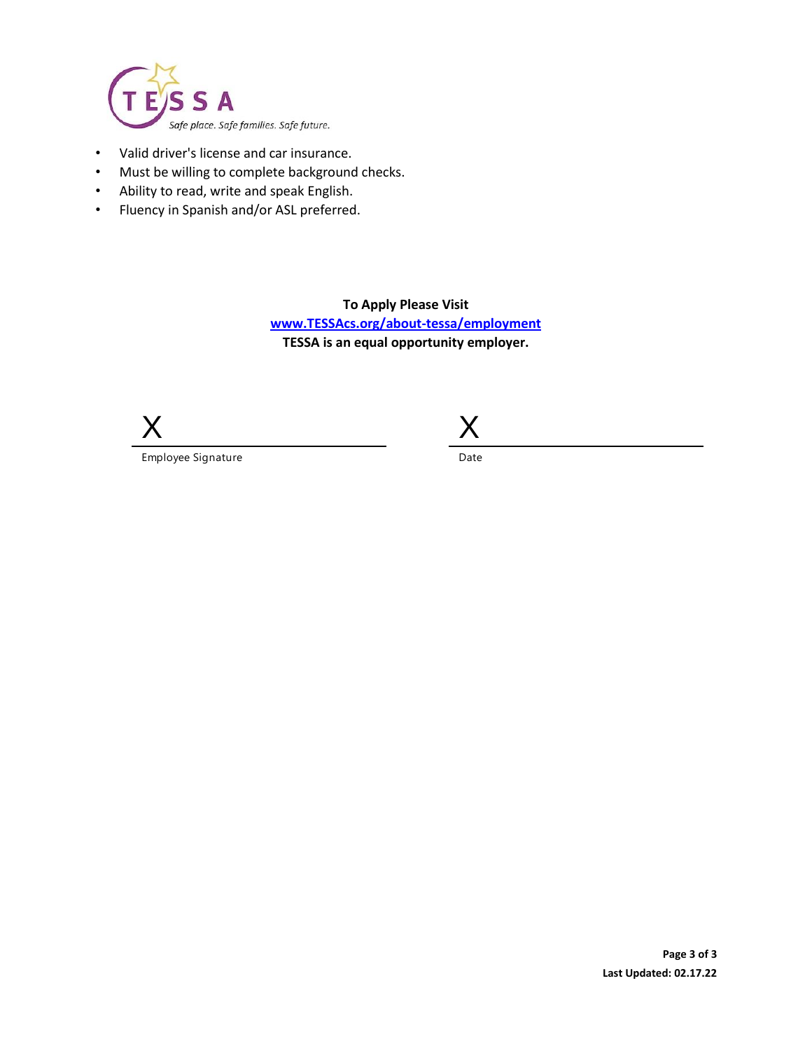- Valid driver's license and car insurance.
- Must be willing to complete background checks.
- Ability to read, write and speak English.
- Fluency in Spanish and/or ASL preferred.

**To Apply Please Visit**
**[www.TESSAcs.org/about-tessa/employment](www.TESSAcs.org/about-tessa/employment)**
**TESSA is an equal opportunity employer.**

X ______________________________
Employee Signature

X ______________________________
Date

**Last Updated: 02.17.22**